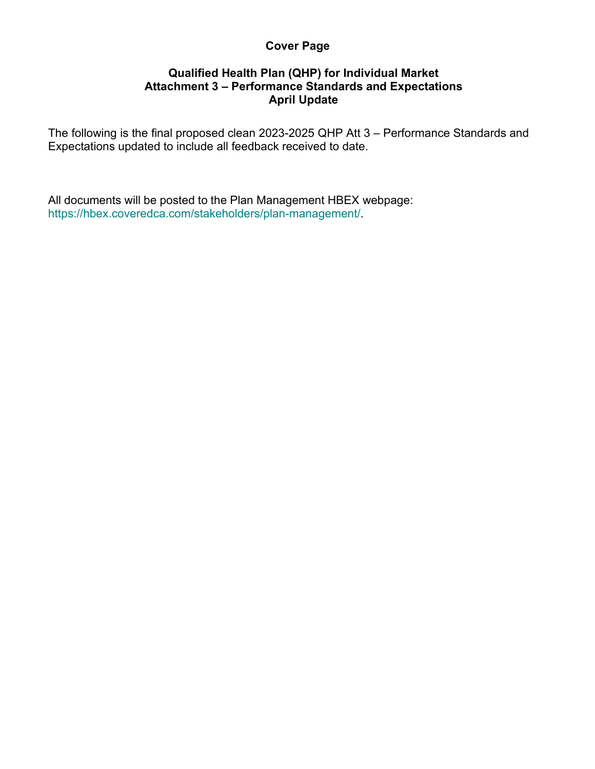**Cover Page**

**Qualified Health Plan (QHP) for Individual Market**
**Attachment 3 – Performance Standards and Expectations**
**April Update**

The following is the final proposed clean 2023-2025 QHP Att 3 – Performance Standards and Expectations updated to include all feedback received to date.

All documents will be posted to the Plan Management HBEX webpage: https://hbex.coveredca.com/stakeholders/plan-management/.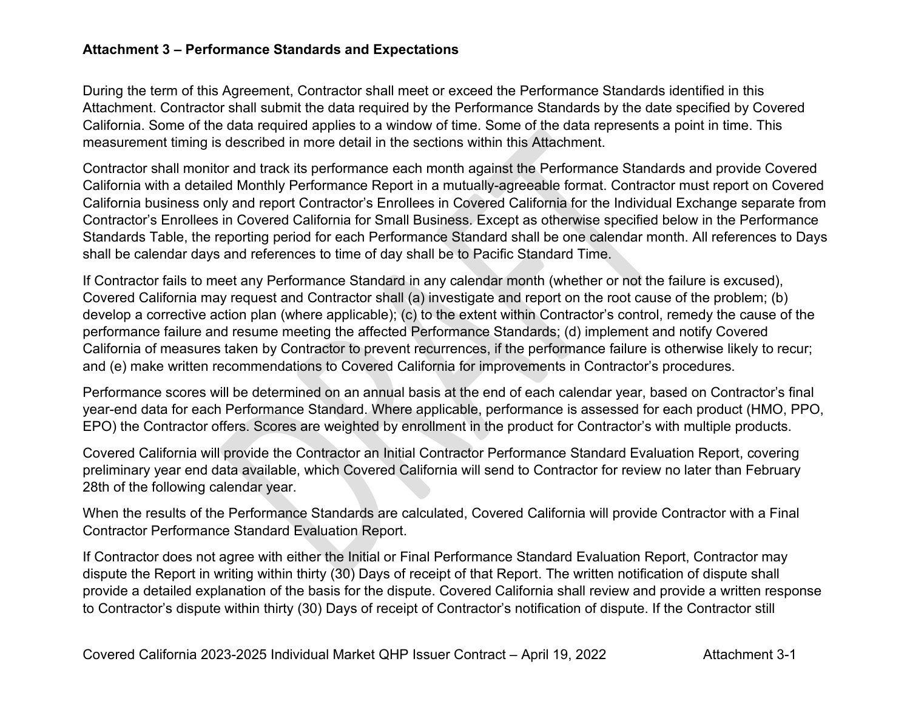**Attachment 3 – Performance Standards and Expectations**

During the term of this Agreement, Contractor shall meet or exceed the Performance Standards identified in this Attachment. Contractor shall submit the data required by the Performance Standards by the date specified by Covered California. Some of the data required applies to a window of time. Some of the data represents a point in time. This measurement timing is described in more detail in the sections within this Attachment.

Contractor shall monitor and track its performance each month against the Performance Standards and provide Covered California with a detailed Monthly Performance Report in a mutually-agreeable format. Contractor must report on Covered California business only and report Contractor's Enrollees in Covered California for the Individual Exchange separate from Contractor's Enrollees in Covered California for Small Business. Except as otherwise specified below in the Performance Standards Table, the reporting period for each Performance Standard shall be one calendar month. All references to Days shall be calendar days and references to time of day shall be to Pacific Standard Time.

If Contractor fails to meet any Performance Standard in any calendar month (whether or not the failure is excused), Covered California may request and Contractor shall (a) investigate and report on the root cause of the problem; (b) develop a corrective action plan (where applicable); (c) to the extent within Contractor's control, remedy the cause of the performance failure and resume meeting the affected Performance Standards; (d) implement and notify Covered California of measures taken by Contractor to prevent recurrences, if the performance failure is otherwise likely to recur; and (e) make written recommendations to Covered California for improvements in Contractor's procedures.

Performance scores will be determined on an annual basis at the end of each calendar year, based on Contractor's final year-end data for each Performance Standard. Where applicable, performance is assessed for each product (HMO, PPO, EPO) the Contractor offers. Scores are weighted by enrollment in the product for Contractor's with multiple products.

Covered California will provide the Contractor an Initial Contractor Performance Standard Evaluation Report, covering preliminary year end data available, which Covered California will send to Contractor for review no later than February 28th of the following calendar year.

When the results of the Performance Standards are calculated, Covered California will provide Contractor with a Final Contractor Performance Standard Evaluation Report.

If Contractor does not agree with either the Initial or Final Performance Standard Evaluation Report, Contractor may dispute the Report in writing within thirty (30) Days of receipt of that Report. The written notification of dispute shall provide a detailed explanation of the basis for the dispute. Covered California shall review and provide a written response to Contractor's dispute within thirty (30) Days of receipt of Contractor's notification of dispute. If the Contractor still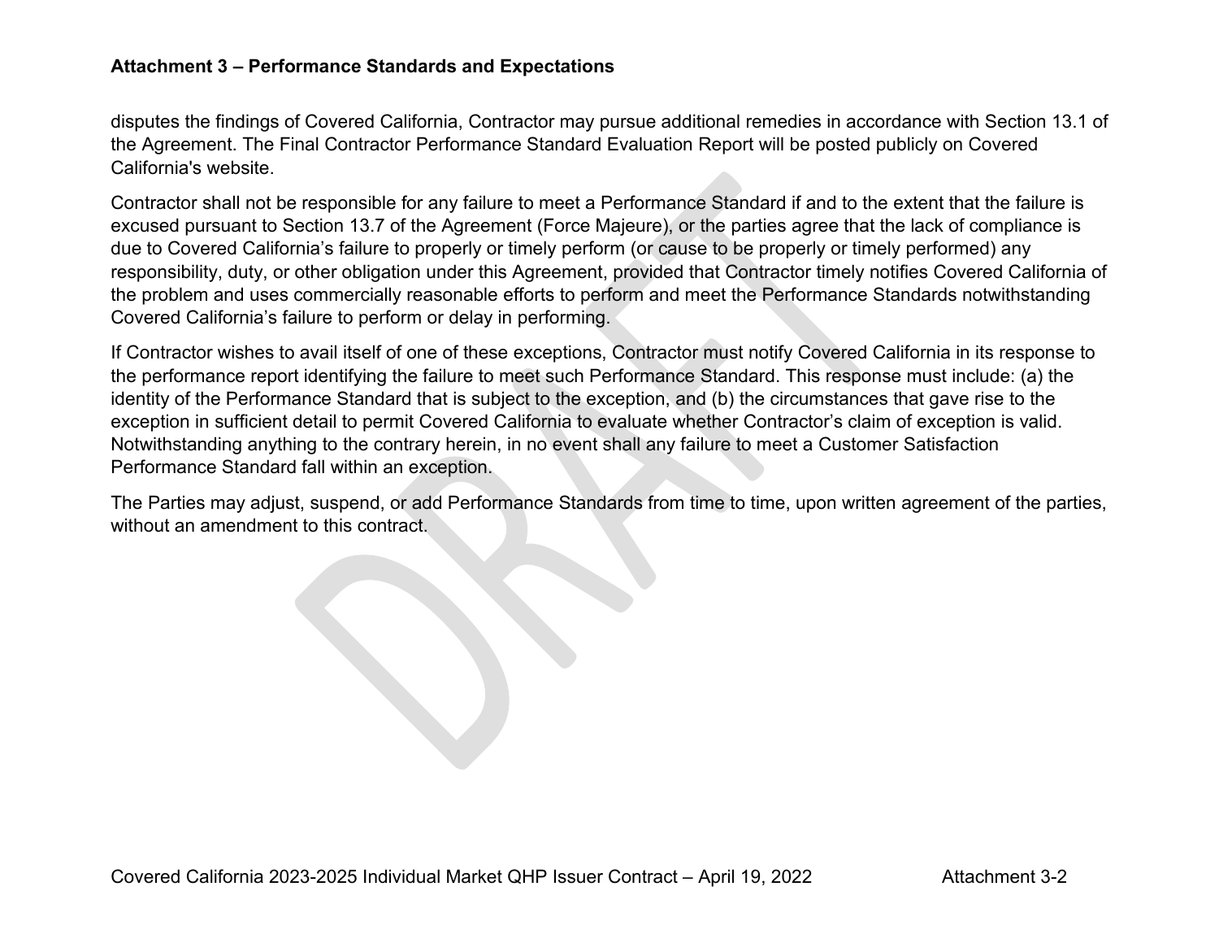disputes the findings of Covered California, Contractor may pursue additional remedies in accordance with Section 13.1 of the Agreement. The Final Contractor Performance Standard Evaluation Report will be posted publicly on Covered California's website.

Contractor shall not be responsible for any failure to meet a Performance Standard if and to the extent that the failure is excused pursuant to Section 13.7 of the Agreement (Force Majeure), or the parties agree that the lack of compliance is due to Covered California's failure to properly or timely perform (or cause to be properly or timely performed) any responsibility, duty, or other obligation under this Agreement, provided that Contractor timely notifies Covered California of the problem and uses commercially reasonable efforts to perform and meet the Performance Standards notwithstanding Covered California's failure to perform or delay in performing.

If Contractor wishes to avail itself of one of these exceptions, Contractor must notify Covered California in its response to the performance report identifying the failure to meet such Performance Standard. This response must include: (a) the identity of the Performance Standard that is subject to the exception, and (b) the circumstances that gave rise to the exception in sufficient detail to permit Covered California to evaluate whether Contractor's claim of exception is valid. Notwithstanding anything to the contrary herein, in no event shall any failure to meet a Customer Satisfaction Performance Standard fall within an exception.

The Parties may adjust, suspend, or add Performance Standards from time to time, upon written agreement of the parties, without an amendment to this contract.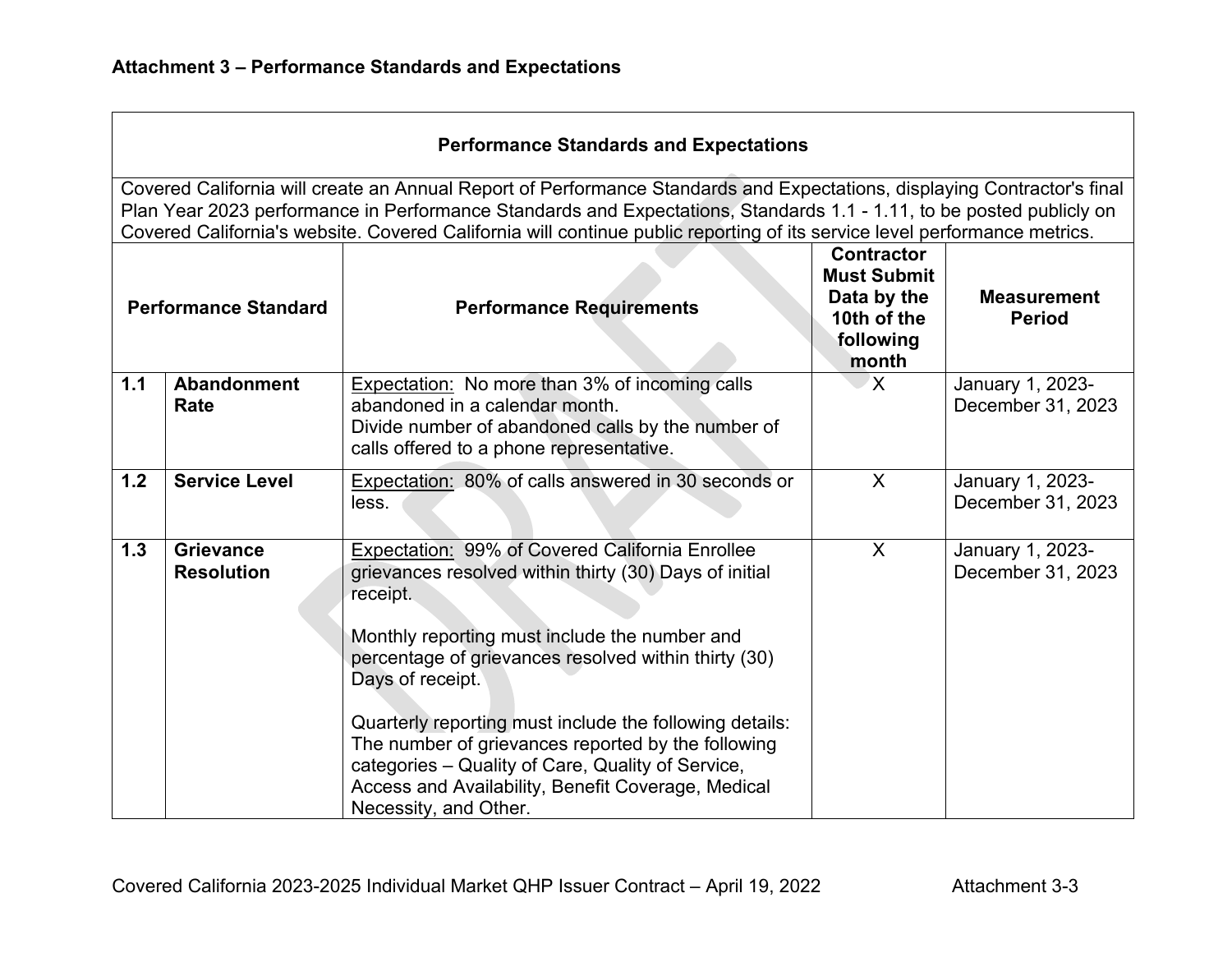**Attachment 3 – Performance Standards and Expectations**

| Performance Standards and Expectations | | | | | |
|---|---|---|---|---|---|
| Covered California will create an Annual Report of Performance Standards and Expectations, displaying Contractor's final Plan Year 2023 performance in Performance Standards and Expectations, Standards 1.1 - 1.11, to be posted publicly on Covered California's website. Covered California will continue public reporting of its service level performance metrics. | | | | | |
| **Performance Standard** | | **Performance Requirements** | **Contractor Must Submit Data by the 10th of the following month** | **Measurement Period** |
| **1.1** | **Abandonment Rate** | Expectation: No more than 3% of incoming calls abandoned in a calendar month.<br>Divide number of abandoned calls by the number of calls offered to a phone representative. | X | January 1, 2023-December 31, 2023 |
| **1.2** | **Service Level** | Expectation: 80% of calls answered in 30 seconds or less. | X | January 1, 2023-December 31, 2023 |
| **1.3** | **Grievance Resolution** | Expectation: 99% of Covered California Enrollee grievances resolved within thirty (30) Days of initial receipt.<br><br>Monthly reporting must include the number and percentage of grievances resolved within thirty (30) Days of receipt.<br><br>Quarterly reporting must include the following details: The number of grievances reported by the following categories – Quality of Care, Quality of Service, Access and Availability, Benefit Coverage, Medical Necessity, and Other. | X | January 1, 2023-December 31, 2023 |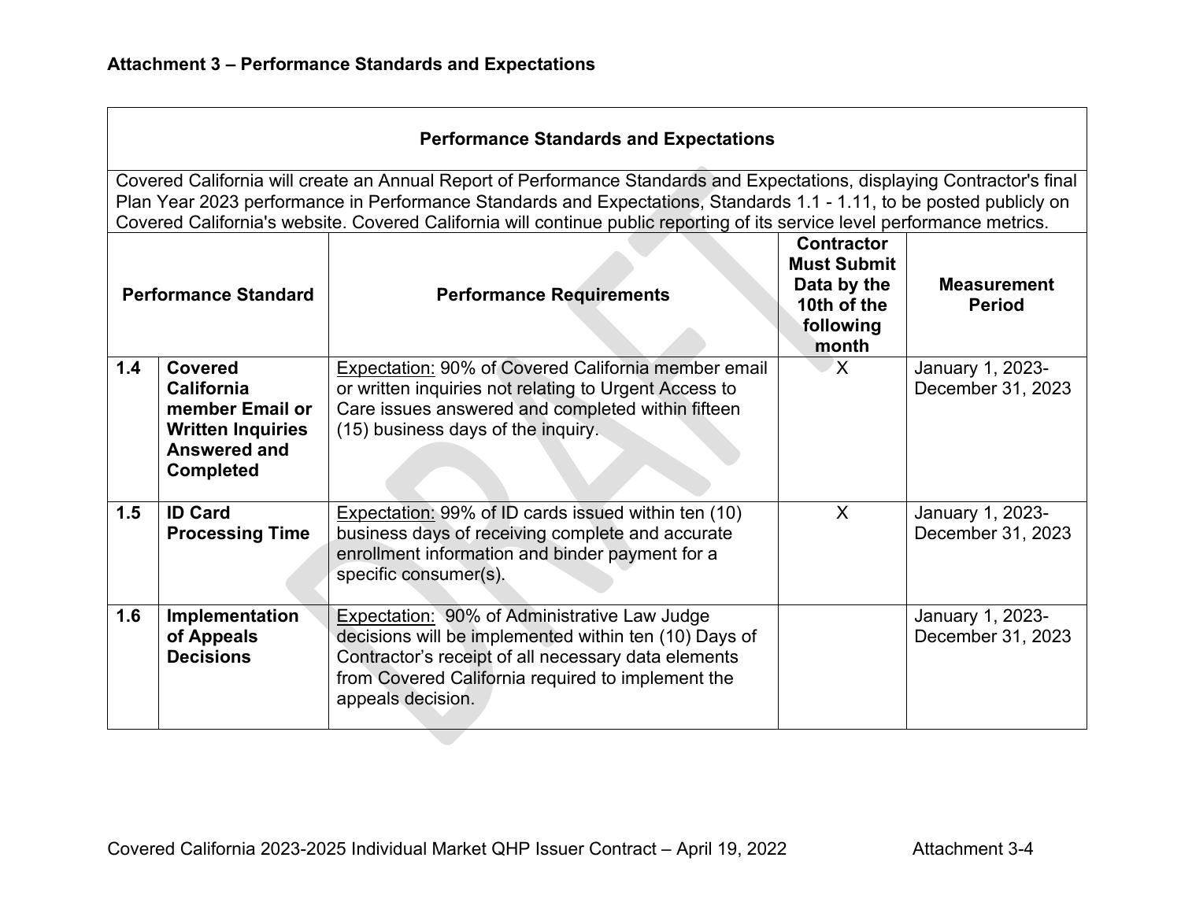**Attachment 3 – Performance Standards and Expectations**

| Performance Standards and Expectations | | | | |
|---|---|---|---|---|
| Covered California will create an Annual Report of Performance Standards and Expectations, displaying Contractor's final Plan Year 2023 performance in Performance Standards and Expectations, Standards 1.1 - 1.11, to be posted publicly on Covered California's website. Covered California will continue public reporting of its service level performance metrics. | | | | |
| **Performance Standard** | | **Performance Requirements** | **Contractor Must Submit Data by the 10th of the following month** | **Measurement Period** |
| **1.4** | **Covered California member Email or Written Inquiries Answered and Completed** | Expectation: 90% of Covered California member email or written inquiries not relating to Urgent Access to Care issues answered and completed within fifteen (15) business days of the inquiry. | X | January 1, 2023-December 31, 2023 |
| **1.5** | **ID Card Processing Time** | Expectation: 99% of ID cards issued within ten (10) business days of receiving complete and accurate enrollment information and binder payment for a specific consumer(s). | X | January 1, 2023-December 31, 2023 |
| **1.6** | **Implementation of Appeals Decisions** | Expectation: 90% of Administrative Law Judge decisions will be implemented within ten (10) Days of Contractor's receipt of all necessary data elements from Covered California required to implement the appeals decision. | | January 1, 2023-December 31, 2023 |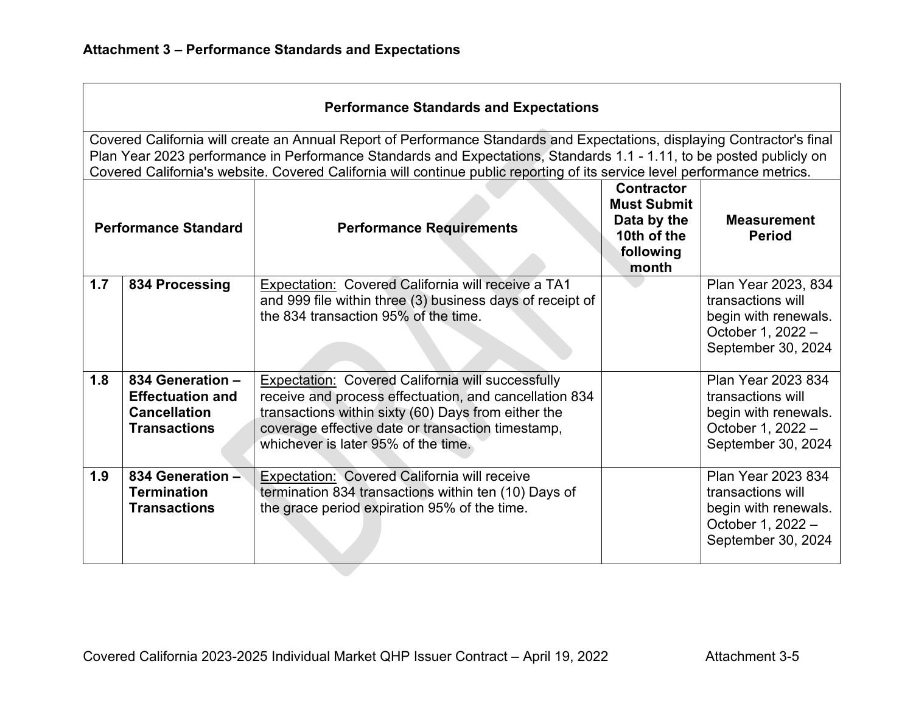### Attachment 3 – Performance Standards and Expectations

| Performance Standards and Expectations | | | | |
|---|---|---|---|---|
| Covered California will create an Annual Report of Performance Standards and Expectations, displaying Contractor's final Plan Year 2023 performance in Performance Standards and Expectations, Standards 1.1 - 1.11, to be posted publicly on Covered California's website. Covered California will continue public reporting of its service level performance metrics. | | | | |
| **Performance Standard** | | **Performance Requirements** | **Contractor Must Submit Data by the 10th of the following month** | **Measurement Period** |
| **1.7** | **834 Processing** | Expectation: Covered California will receive a TA1 and 999 file within three (3) business days of receipt of the 834 transaction 95% of the time. | | Plan Year 2023, 834 transactions will begin with renewals. October 1, 2022 – September 30, 2024 |
| **1.8** | **834 Generation – Effectuation and Cancellation Transactions** | Expectation: Covered California will successfully receive and process effectuation, and cancellation 834 transactions within sixty (60) Days from either the coverage effective date or transaction timestamp, whichever is later 95% of the time. | | Plan Year 2023 834 transactions will begin with renewals. October 1, 2022 – September 30, 2024 |
| **1.9** | **834 Generation – Termination Transactions** | Expectation: Covered California will receive termination 834 transactions within ten (10) Days of the grace period expiration 95% of the time. | | Plan Year 2023 834 transactions will begin with renewals. October 1, 2022 – September 30, 2024 |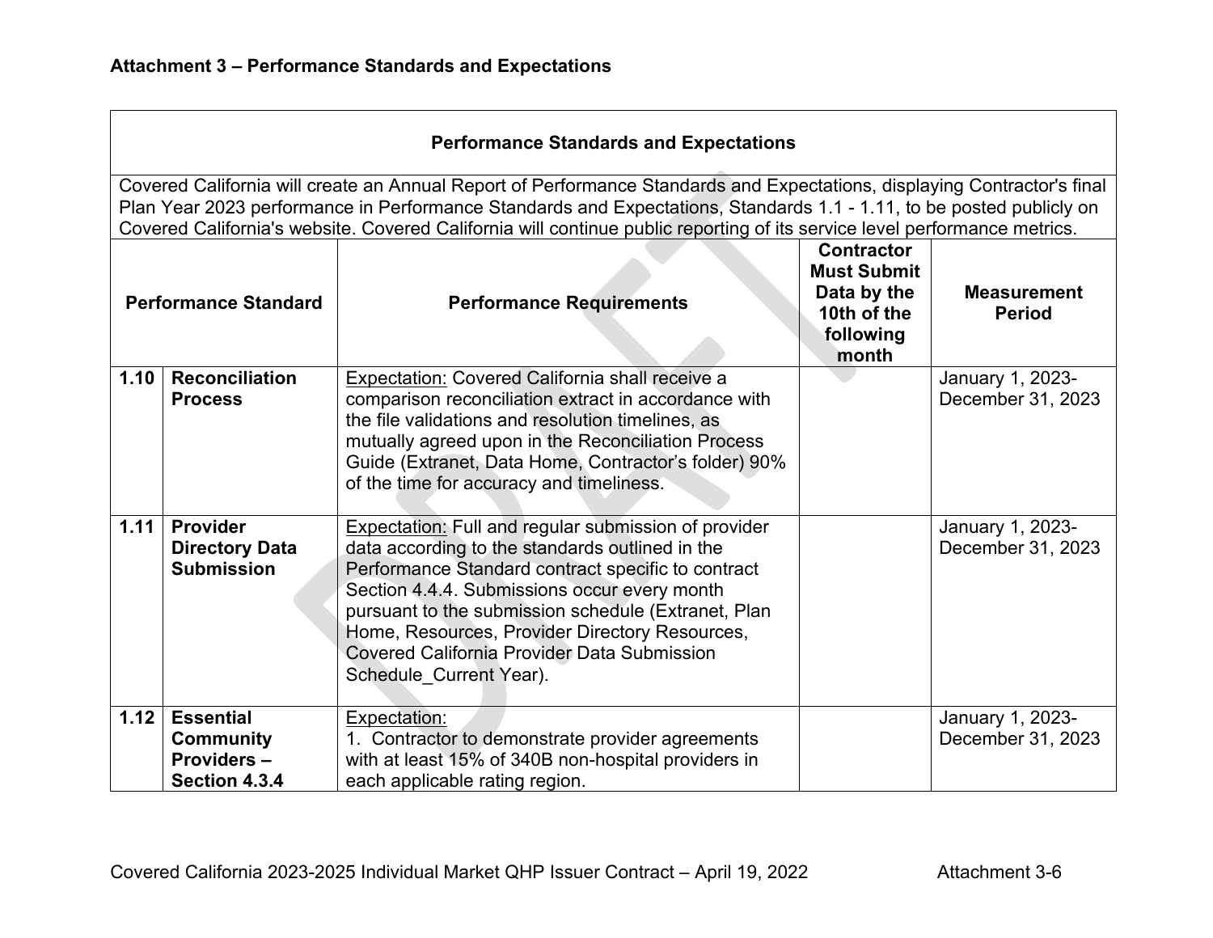**Attachment 3 – Performance Standards and Expectations**

| Performance Standards and Expectations | | | | |
|---|---|---|---|---|
| Covered California will create an Annual Report of Performance Standards and Expectations, displaying Contractor's final Plan Year 2023 performance in Performance Standards and Expectations, Standards 1.1 - 1.11, to be posted publicly on Covered California's website. Covered California will continue public reporting of its service level performance metrics. | | | | |
| **Performance Standard** | | **Performance Requirements** | **Contractor Must Submit Data by the 10th of the following month** | **Measurement Period** |
| **1.10** | **Reconciliation Process** | Expectation: Covered California shall receive a comparison reconciliation extract in accordance with the file validations and resolution timelines, as mutually agreed upon in the Reconciliation Process Guide (Extranet, Data Home, Contractor's folder) 90% of the time for accuracy and timeliness. | | January 1, 2023-December 31, 2023 |
| **1.11** | **Provider Directory Data Submission** | Expectation: Full and regular submission of provider data according to the standards outlined in the Performance Standard contract specific to contract Section 4.4.4. Submissions occur every month pursuant to the submission schedule (Extranet, Plan Home, Resources, Provider Directory Resources, Covered California Provider Data Submission Schedule_Current Year). | | January 1, 2023-December 31, 2023 |
| **1.12** | **Essential Community Providers – Section 4.3.4** | Expectation:<br>1. Contractor to demonstrate provider agreements with at least 15% of 340B non-hospital providers in each applicable rating region. | | January 1, 2023-December 31, 2023 |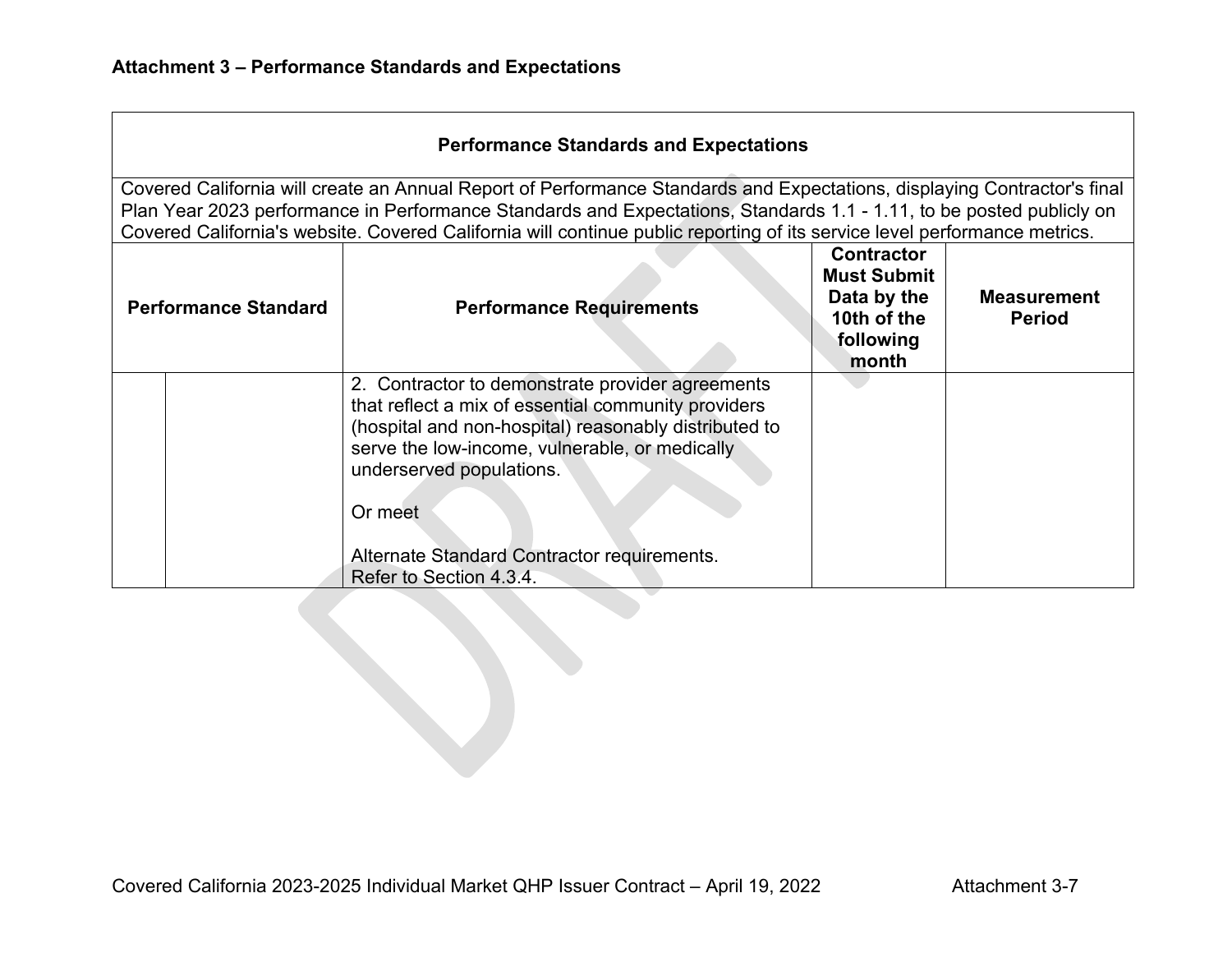**Attachment 3 – Performance Standards and Expectations**

| Performance Standards and Expectations | | | | |
|---|---|---|---|---|
| Covered California will create an Annual Report of Performance Standards and Expectations, displaying Contractor's final Plan Year 2023 performance in Performance Standards and Expectations, Standards 1.1 - 1.11, to be posted publicly on Covered California's website. Covered California will continue public reporting of its service level performance metrics. | | | | |
| Performance Standard | | Performance Requirements | Contractor Must Submit Data by the 10th of the following month | Measurement Period |
| | | 2. Contractor to demonstrate provider agreements that reflect a mix of essential community providers (hospital and non-hospital) reasonably distributed to serve the low-income, vulnerable, or medically underserved populations.<br><br>Or meet<br><br>Alternate Standard Contractor requirements. Refer to Section 4.3.4. | | |